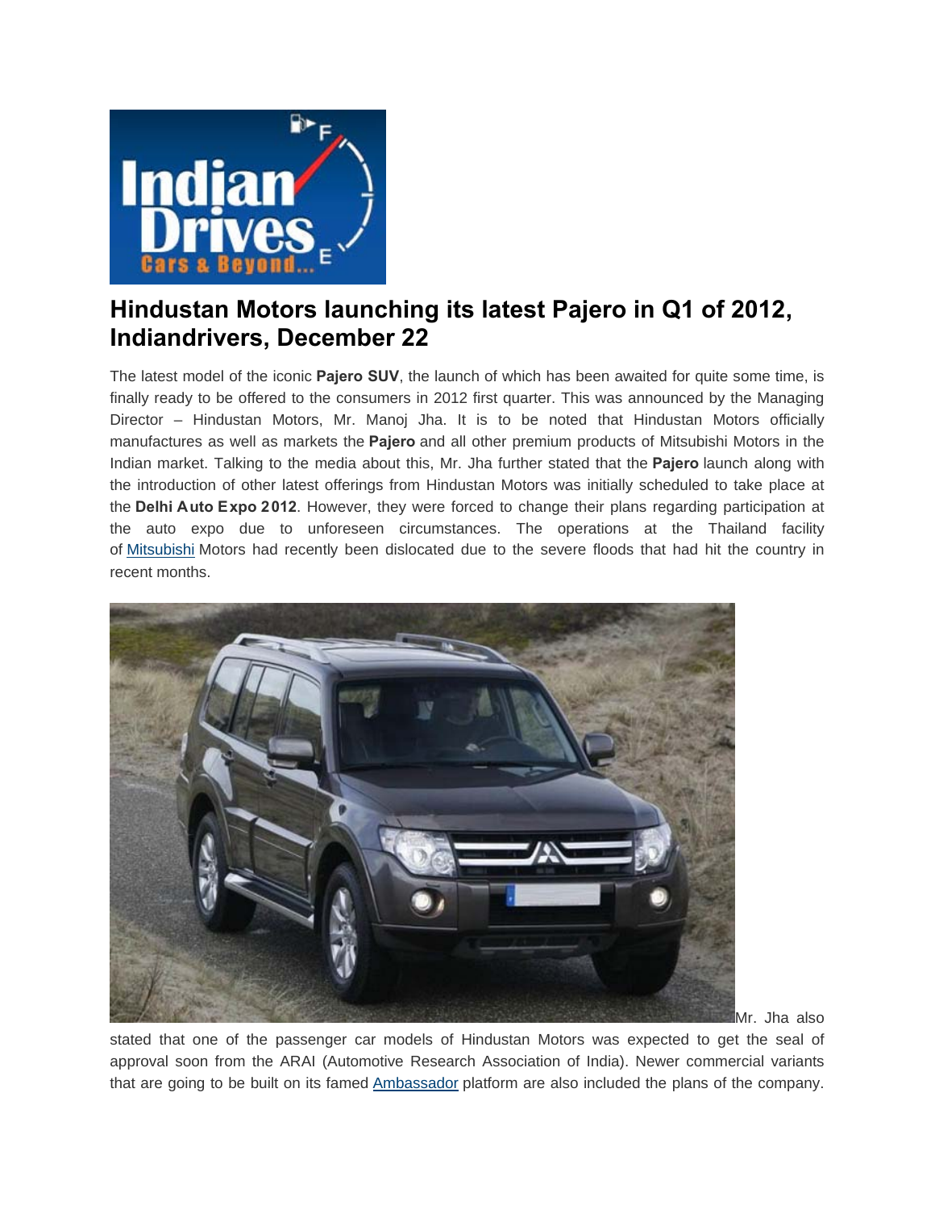# Hindustan Motors launching its latest Pajero in Q1 of 2012, Indiandrivers, December 22

The latest model of the iconic **Pajero SUV**, the launch of which has been awaited for quite some time, is finally ready to be offered to the consumers in 2012 first quarter. This was announced by the Managing Director – Hindustan Motors, Mr. Manoj Jha. It is to be noted that Hindustan Motors officially manufactures as well as markets the **Pajero** and all other premium products of Mitsubishi Motors in the Indian market. Talking to the media about this, Mr. Jha further stated that the **Pajero** launch along with the introduction of other latest offerings from Hindustan Motors was initially scheduled to take place at the **Delhi Auto Expo 2012**. However, they were forced to change their plans regarding participation at the auto expo due to unforeseen circumstances. The operations at the Thailand facility of Mitsubishi Motors had recently been dislocated due to the severe floods that had hit the country in recent months.

Mr. Jha also stated that one of the passenger car models of Hindustan Motors was expected to get the seal of approval soon from the ARAI (Automotive Research Association of India). Newer commercial variants that are going to be built on its famed Ambassador platform are also included the plans of the company.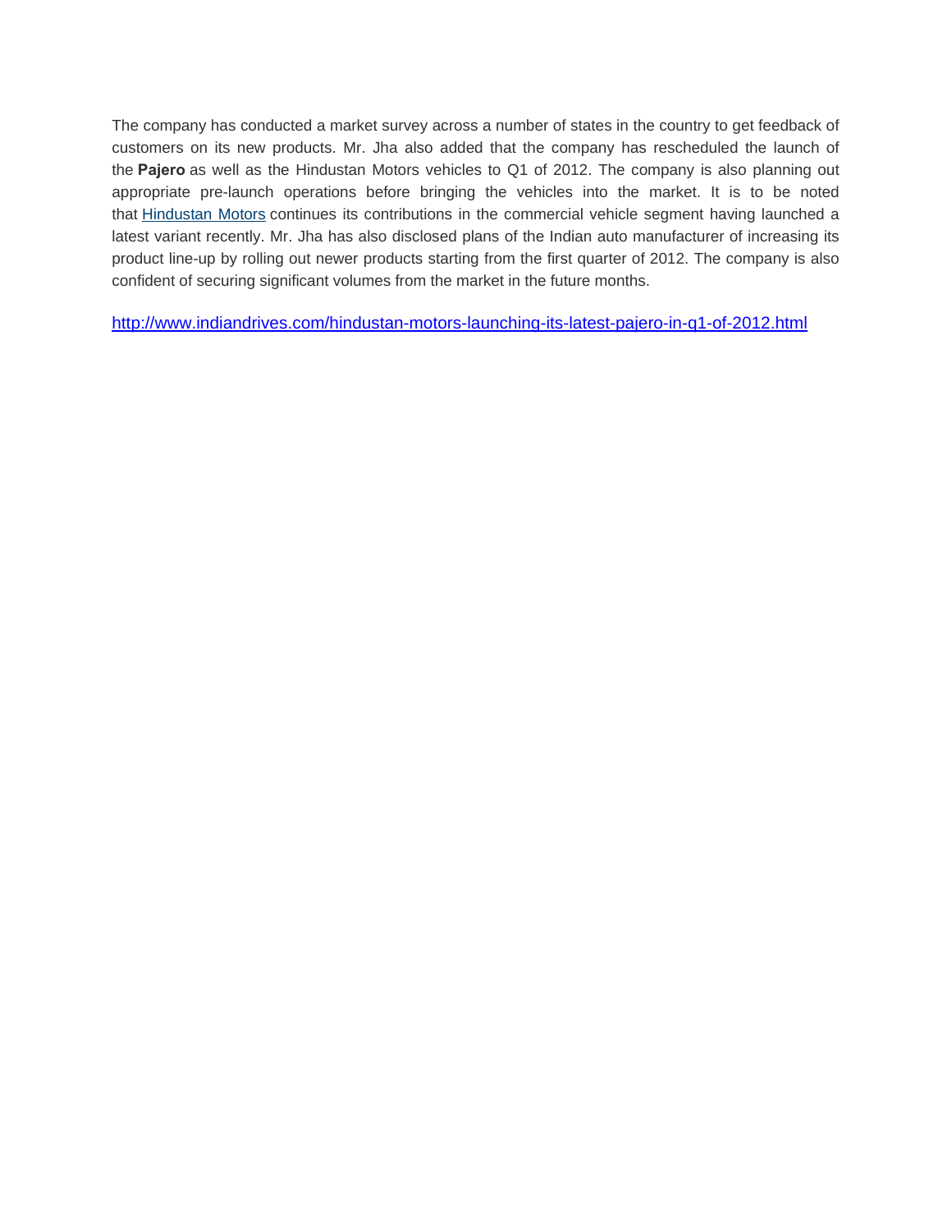The company has conducted a market survey across a number of states in the country to get feedback of customers on its new products. Mr. Jha also added that the company has rescheduled the launch of the **Pajero** as well as the Hindustan Motors vehicles to Q1 of 2012. The company is also planning out appropriate pre-launch operations before bringing the vehicles into the market. It is to be noted that [Hindustan Motors](#) continues its contributions in the commercial vehicle segment having launched a latest variant recently. Mr. Jha has also disclosed plans of the Indian auto manufacturer of increasing its product line-up by rolling out newer products starting from the first quarter of 2012. The company is also confident of securing significant volumes from the market in the future months.

[http://www.indiandrives.com/hindustan-motors-launching-its-latest-pajero-in-q1-of-2012.html](http://www.indiandrives.com/hindustan-motors-launching-its-latest-pajero-in-q1-of-2012.html)